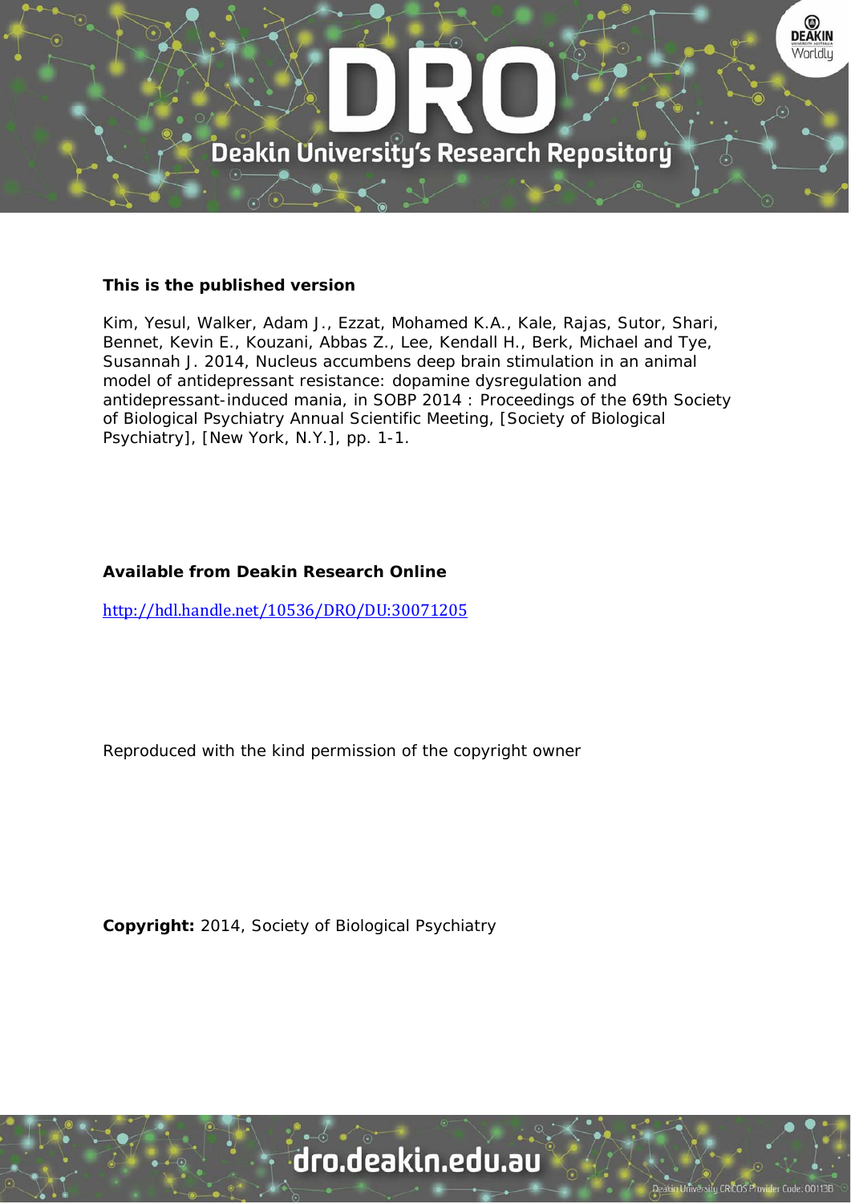**This is the published version**

Kim, Yesul, Walker, Adam J., Ezzat, Mohamed K.A., Kale, Rajas, Sutor, Shari, Bennet, Kevin E., Kouzani, Abbas Z., Lee, Kendall H., Berk, Michael and Tye, Susannah J. 2014, Nucleus accumbens deep brain stimulation in an animal model of antidepressant resistance: dopamine dysregulation and antidepressant-induced mania, in SOBP 2014 : Proceedings of the 69th Society of Biological Psychiatry Annual Scientific Meeting, [Society of Biological Psychiatry], [New York, N.Y.], pp. 1-1.

**Available from Deakin Research Online**

http://hdl.handle.net/10536/DRO/DU:30071205

Reproduced with the kind permission of the copyright owner

**Copyright:** 2014, Society of Biological Psychiatry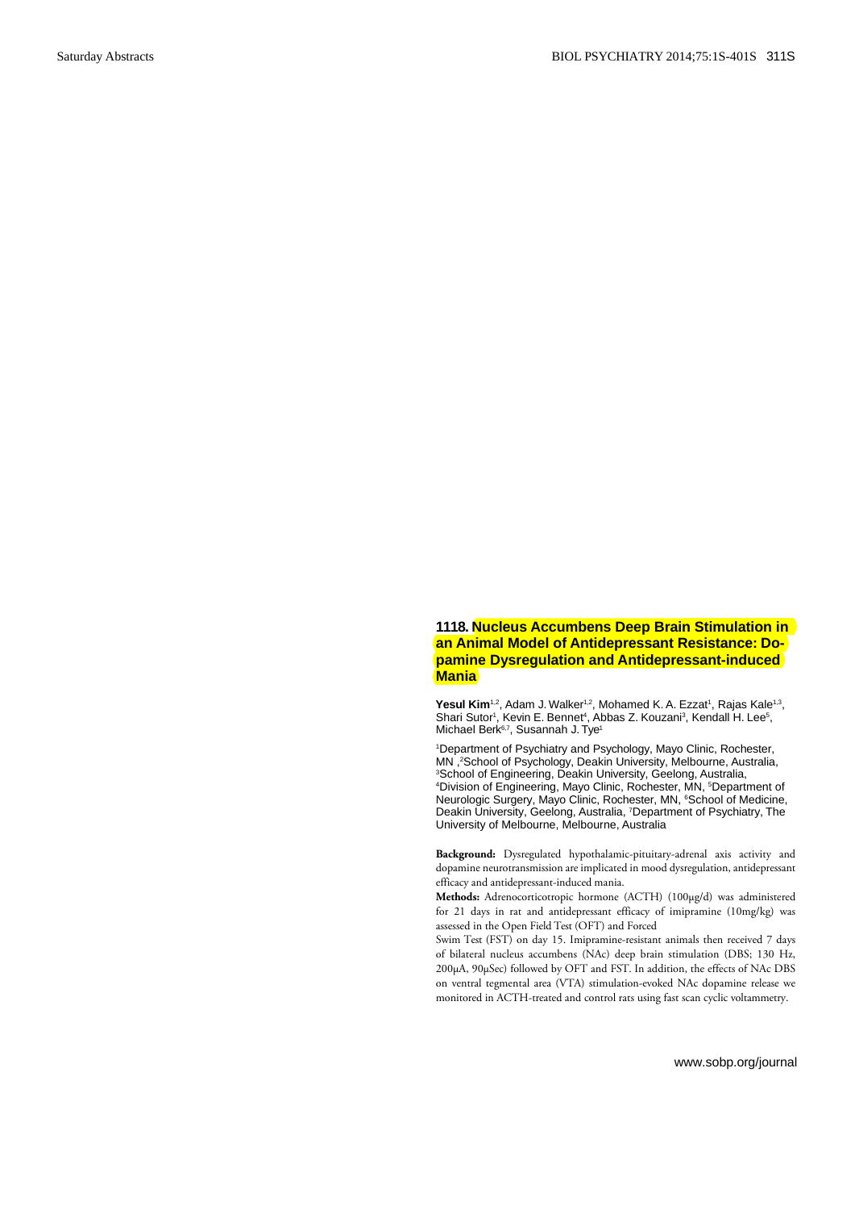## 1118. Nucleus Accumbens Deep Brain Stimulation in an Animal Model of Antidepressant Resistance: Dopamine Dysregulation and Antidepressant-induced Mania

**Yesul Kim**[1,2], Adam J. Walker[1,2], Mohamed K. A. Ezzat[1], Rajas Kale[1,3], Shari Sutor[1], Kevin E. Bennet[4], Abbas Z. Kouzani[3], Kendall H. Lee[5], Michael Berk[6,7], Susannah J. Tye[1]

[1]Department of Psychiatry and Psychology, Mayo Clinic, Rochester, MN ,[2]School of Psychology, Deakin University, Melbourne, Australia, [3]School of Engineering, Deakin University, Geelong, Australia, [4]Division of Engineering, Mayo Clinic, Rochester, MN, [5]Department of Neurologic Surgery, Mayo Clinic, Rochester, MN, [6]School of Medicine, Deakin University, Geelong, Australia, [7]Department of Psychiatry, The University of Melbourne, Melbourne, Australia

**Background:** Dysregulated hypothalamic-pituitary-adrenal axis activity and dopamine neurotransmission are implicated in mood dysregulation, antidepressant efficacy and antidepressant-induced mania.

**Methods:** Adrenocorticotropic hormone (ACTH) (100μg/d) was administered for 21 days in rat and antidepressant efficacy of imipramine (10mg/kg) was assessed in the Open Field Test (OFT) and Forced Swim Test (FST) on day 15. Imipramine-resistant animals then received 7 days of bilateral nucleus accumbens (NAc) deep brain stimulation (DBS; 130 Hz, 200μA, 90μSec) followed by OFT and FST. In addition, the effects of NAc DBS on ventral tegmental area (VTA) stimulation-evoked NAc dopamine release we monitored in ACTH-treated and control rats using fast scan cyclic voltammetry.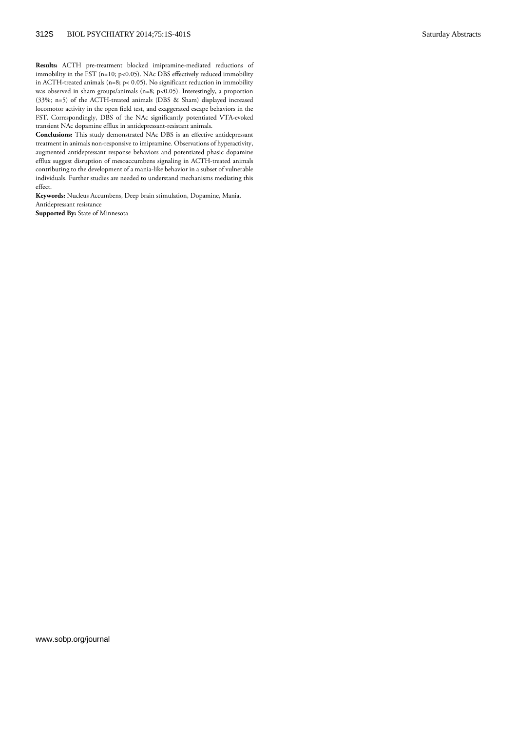**Results:** ACTH pre-treatment blocked imipramine-mediated reductions of immobility in the FST (n=10; $p<0.05$). NAc DBS effectively reduced immobility in ACTH-treated animals (n=8; $p< 0.05$). No significant reduction in immobility was observed in sham groups/animals (n=8; $p<0.05$). Interestingly, a proportion (33%; n=5) of the ACTH-treated animals (DBS & Sham) displayed increased locomotor activity in the open field test, and exaggerated escape behaviors in the FST. Correspondingly, DBS of the NAc significantly potentiated VTA-evoked transient NAc dopamine efflux in antidepressant-resistant animals.

**Conclusions:** This study demonstrated NAc DBS is an effective antidepressant treatment in animals non-responsive to imipramine. Observations of hyperactivity, augmented antidepressant response behaviors and potentiated phasic dopamine efflux suggest disruption of mesoaccumbens signaling in ACTH-treated animals contributing to the development of a mania-like behavior in a subset of vulnerable individuals. Further studies are needed to understand mechanisms mediating this effect.

**Keywords:** Nucleus Accumbens, Deep brain stimulation, Dopamine, Mania, Antidepressant resistance

**Supported By:** State of Minnesota